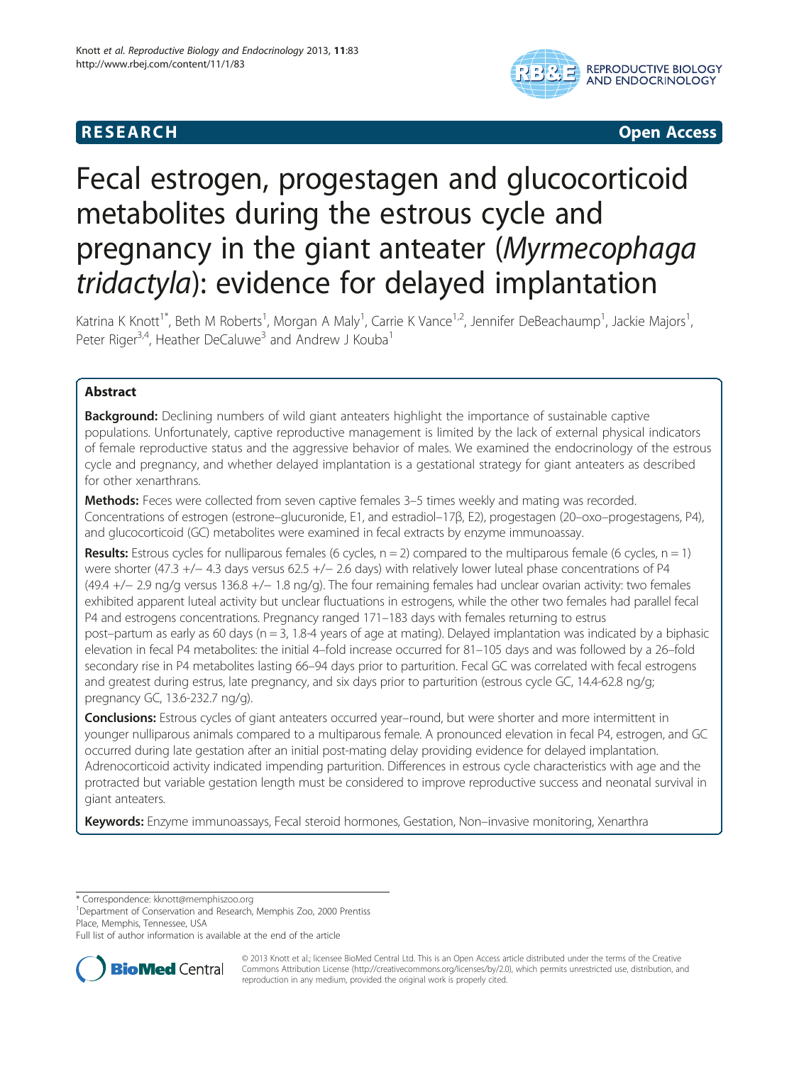RESEARCH Open Access

# Fecal estrogen, progestagen and glucocorticoid metabolites during the estrous cycle and pregnancy in the giant anteater (*Myrmecophaga tridactyla*): evidence for delayed implantation

Katrina K Knott[1*], Beth M Roberts[1], Morgan A Maly[1], Carrie K Vance[1,2], Jennifer DeBeachaump[1], Jackie Majors[1], Peter Riger[3,4], Heather DeCaluwe[3] and Andrew J Kouba[1]

## Abstract

**Background:** Declining numbers of wild giant anteaters highlight the importance of sustainable captive populations. Unfortunately, captive reproductive management is limited by the lack of external physical indicators of female reproductive status and the aggressive behavior of males. We examined the endocrinology of the estrous cycle and pregnancy, and whether delayed implantation is a gestational strategy for giant anteaters as described for other xenarthrans.

**Methods:** Feces were collected from seven captive females 3–5 times weekly and mating was recorded. Concentrations of estrogen (estrone–glucuronide, E1, and estradiol–17β, E2), progestagen (20–oxo–progestagens, P4), and glucocorticoid (GC) metabolites were examined in fecal extracts by enzyme immunoassay.

**Results:** Estrous cycles for nulliparous females (6 cycles, n = 2) compared to the multiparous female (6 cycles, n = 1) were shorter (47.3 +/− 4.3 days versus 62.5 +/− 2.6 days) with relatively lower luteal phase concentrations of P4 (49.4 +/− 2.9 ng/g versus 136.8 +/− 1.8 ng/g). The four remaining females had unclear ovarian activity: two females exhibited apparent luteal activity but unclear fluctuations in estrogens, while the other two females had parallel fecal P4 and estrogens concentrations. Pregnancy ranged 171–183 days with females returning to estrus post–partum as early as 60 days (n = 3, 1.8-4 years of age at mating). Delayed implantation was indicated by a biphasic elevation in fecal P4 metabolites: the initial 4–fold increase occurred for 81–105 days and was followed by a 26–fold secondary rise in P4 metabolites lasting 66–94 days prior to parturition. Fecal GC was correlated with fecal estrogens and greatest during estrus, late pregnancy, and six days prior to parturition (estrous cycle GC, 14.4-62.8 ng/g; pregnancy GC, 13.6-232.7 ng/g).

**Conclusions:** Estrous cycles of giant anteaters occurred year–round, but were shorter and more intermittent in younger nulliparous animals compared to a multiparous female. A pronounced elevation in fecal P4, estrogen, and GC occurred during late gestation after an initial post-mating delay providing evidence for delayed implantation. Adrenocorticoid activity indicated impending parturition. Differences in estrous cycle characteristics with age and the protracted but variable gestation length must be considered to improve reproductive success and neonatal survival in giant anteaters.

**Keywords:** Enzyme immunoassays, Fecal steroid hormones, Gestation, Non–invasive monitoring, Xenarthra

---

* Correspondence: kknott@memphiszoo.org
[1]Department of Conservation and Research, Memphis Zoo, 2000 Prentiss Place, Memphis, Tennessee, USA
Full list of author information is available at the end of the article

© 2013 Knott et al.; licensee BioMed Central Ltd. This is an Open Access article distributed under the terms of the Creative Commons Attribution License (http://creativecommons.org/licenses/by/2.0), which permits unrestricted use, distribution, and reproduction in any medium, provided the original work is properly cited.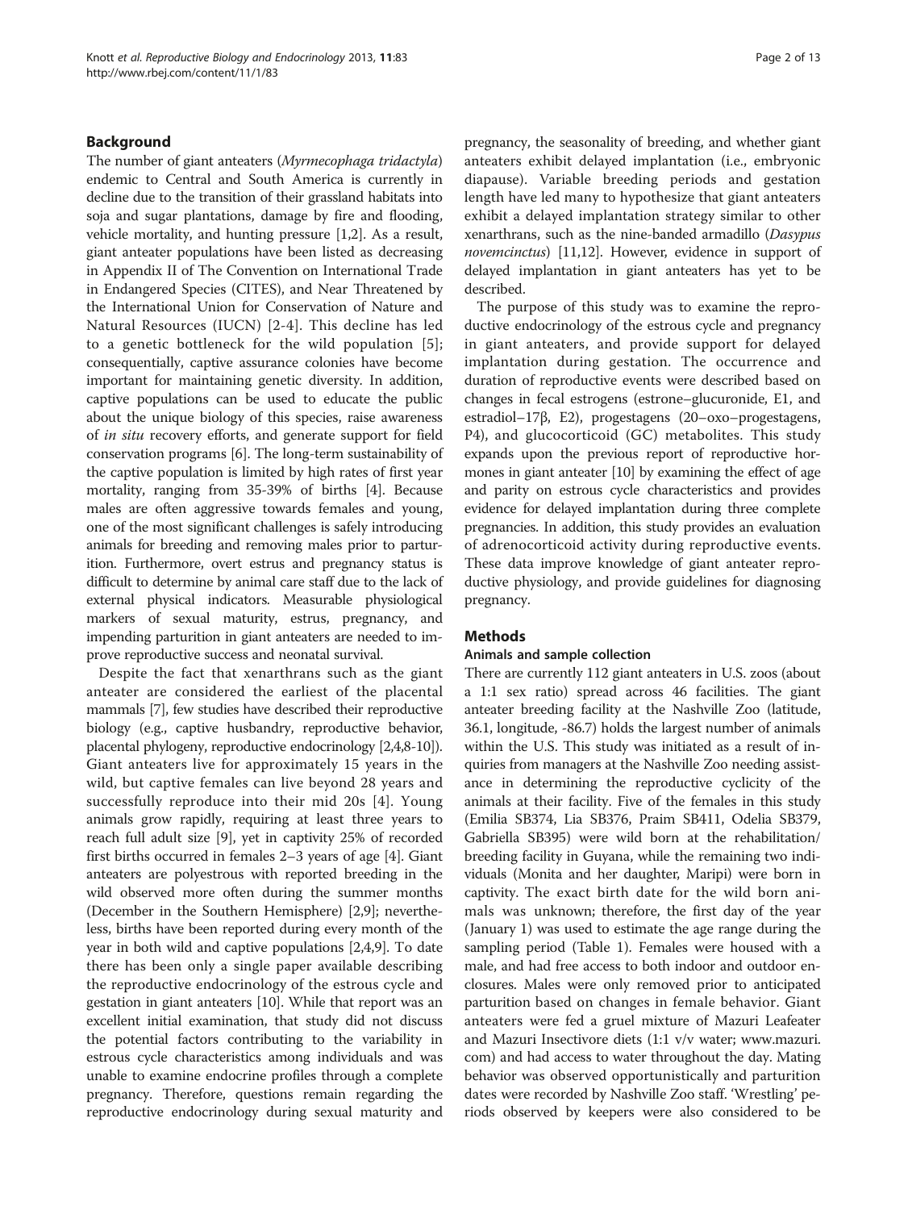## Background

The number of giant anteaters (*Myrmecophaga tridactyla*) endemic to Central and South America is currently in decline due to the transition of their grassland habitats into soja and sugar plantations, damage by fire and flooding, vehicle mortality, and hunting pressure [1,2]. As a result, giant anteater populations have been listed as decreasing in Appendix II of The Convention on International Trade in Endangered Species (CITES), and Near Threatened by the International Union for Conservation of Nature and Natural Resources (IUCN) [2-4]. This decline has led to a genetic bottleneck for the wild population [5]; consequentially, captive assurance colonies have become important for maintaining genetic diversity. In addition, captive populations can be used to educate the public about the unique biology of this species, raise awareness of *in situ* recovery efforts, and generate support for field conservation programs [6]. The long-term sustainability of the captive population is limited by high rates of first year mortality, ranging from 35-39% of births [4]. Because males are often aggressive towards females and young, one of the most significant challenges is safely introducing animals for breeding and removing males prior to parturition. Furthermore, overt estrus and pregnancy status is difficult to determine by animal care staff due to the lack of external physical indicators. Measurable physiological markers of sexual maturity, estrus, pregnancy, and impending parturition in giant anteaters are needed to improve reproductive success and neonatal survival.

Despite the fact that xenarthrans such as the giant anteater are considered the earliest of the placental mammals [7], few studies have described their reproductive biology (e.g., captive husbandry, reproductive behavior, placental phylogeny, reproductive endocrinology [2,4,8-10]). Giant anteaters live for approximately 15 years in the wild, but captive females can live beyond 28 years and successfully reproduce into their mid 20s [4]. Young animals grow rapidly, requiring at least three years to reach full adult size [9], yet in captivity 25% of recorded first births occurred in females 2–3 years of age [4]. Giant anteaters are polyestrous with reported breeding in the wild observed more often during the summer months (December in the Southern Hemisphere) [2,9]; nevertheless, births have been reported during every month of the year in both wild and captive populations [2,4,9]. To date there has been only a single paper available describing the reproductive endocrinology of the estrous cycle and gestation in giant anteaters [10]. While that report was an excellent initial examination, that study did not discuss the potential factors contributing to the variability in estrous cycle characteristics among individuals and was unable to examine endocrine profiles through a complete pregnancy. Therefore, questions remain regarding the reproductive endocrinology during sexual maturity and pregnancy, the seasonality of breeding, and whether giant anteaters exhibit delayed implantation (i.e., embryonic diapause). Variable breeding periods and gestation length have led many to hypothesize that giant anteaters exhibit a delayed implantation strategy similar to other xenarthrans, such as the nine-banded armadillo (*Dasypus novemcinctus*) [11,12]. However, evidence in support of delayed implantation in giant anteaters has yet to be described.

The purpose of this study was to examine the reproductive endocrinology of the estrous cycle and pregnancy in giant anteaters, and provide support for delayed implantation during gestation. The occurrence and duration of reproductive events were described based on changes in fecal estrogens (estrone–glucuronide, E1, and estradiol–17β, E2), progestagens (20–oxo–progestagens, P4), and glucocorticoid (GC) metabolites. This study expands upon the previous report of reproductive hormones in giant anteater [10] by examining the effect of age and parity on estrous cycle characteristics and provides evidence for delayed implantation during three complete pregnancies. In addition, this study provides an evaluation of adrenocorticoid activity during reproductive events. These data improve knowledge of giant anteater reproductive physiology, and provide guidelines for diagnosing pregnancy.

## Methods

### Animals and sample collection

There are currently 112 giant anteaters in U.S. zoos (about a 1:1 sex ratio) spread across 46 facilities. The giant anteater breeding facility at the Nashville Zoo (latitude, 36.1, longitude, -86.7) holds the largest number of animals within the U.S. This study was initiated as a result of inquiries from managers at the Nashville Zoo needing assistance in determining the reproductive cyclicity of the animals at their facility. Five of the females in this study (Emilia SB374, Lia SB376, Praim SB411, Odelia SB379, Gabriella SB395) were wild born at the rehabilitation/breeding facility in Guyana, while the remaining two individuals (Monita and her daughter, Maripi) were born in captivity. The exact birth date for the wild born animals was unknown; therefore, the first day of the year (January 1) was used to estimate the age range during the sampling period (Table 1). Females were housed with a male, and had free access to both indoor and outdoor enclosures. Males were only removed prior to anticipated parturition based on changes in female behavior. Giant anteaters were fed a gruel mixture of Mazuri Leafeater and Mazuri Insectivore diets (1:1 v/v water; www.mazuri.com) and had access to water throughout the day. Mating behavior was observed opportunistically and parturition dates were recorded by Nashville Zoo staff. 'Wrestling' periods observed by keepers were also considered to be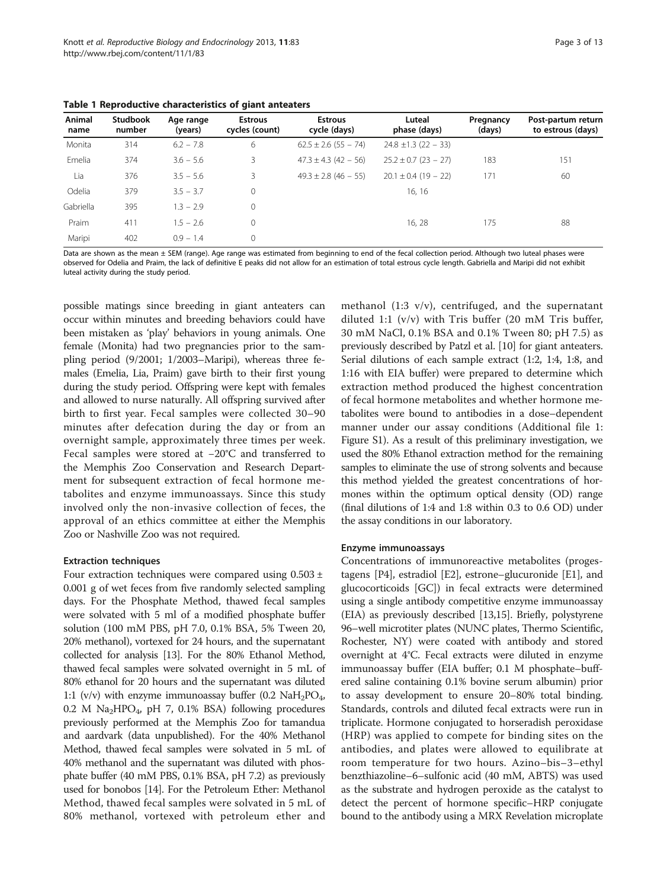**Table 1 Reproductive characteristics of giant anteaters**

| Animal name | Studbook number | Age range (years) | Estrous cycles (count) | Estrous cycle (days) | Luteal phase (days) | Pregnancy (days) | Post-partum return to estrous (days) |
|---|---|---|---|---|---|---|---|
| Monita | 314 | 6.2 – 7.8 | 6 | 62.5 ± 2.6 (55 – 74) | 24.8 ±1.3 (22 – 33) | | |
| Emelia | 374 | 3.6 – 5.6 | 3 | 47.3 ± 4.3 (42 – 56) | 25.2 ± 0.7 (23 – 27) | 183 | 151 |
| Lia | 376 | 3.5 – 5.6 | 3 | 49.3 ± 2.8 (46 – 55) | 20.1 ± 0.4 (19 – 22) | 171 | 60 |
| Odelia | 379 | 3.5 – 3.7 | 0 | | 16, 16 | | |
| Gabriella | 395 | 1.3 – 2.9 | 0 | | | | |
| Praim | 411 | 1.5 – 2.6 | 0 | | 16, 28 | 175 | 88 |
| Maripi | 402 | 0.9 – 1.4 | 0 | | | | |

Data are shown as the mean ± SEM (range). Age range was estimated from beginning to end of the fecal collection period. Although two luteal phases were observed for Odelia and Praim, the lack of definitive E peaks did not allow for an estimation of total estrous cycle length. Gabriella and Maripi did not exhibit luteal activity during the study period.

possible matings since breeding in giant anteaters can occur within minutes and breeding behaviors could have been mistaken as 'play' behaviors in young animals. One female (Monita) had two pregnancies prior to the sampling period (9/2001; 1/2003–Maripi), whereas three females (Emelia, Lia, Praim) gave birth to their first young during the study period. Offspring were kept with females and allowed to nurse naturally. All offspring survived after birth to first year. Fecal samples were collected 30–90 minutes after defecation during the day or from an overnight sample, approximately three times per week. Fecal samples were stored at −20°C and transferred to the Memphis Zoo Conservation and Research Department for subsequent extraction of fecal hormone metabolites and enzyme immunoassays. Since this study involved only the non-invasive collection of feces, the approval of an ethics committee at either the Memphis Zoo or Nashville Zoo was not required.

### Extraction techniques

Four extraction techniques were compared using 0.503 ± 0.001 g of wet feces from five randomly selected sampling days. For the Phosphate Method, thawed fecal samples were solvated with 5 ml of a modified phosphate buffer solution (100 mM PBS, pH 7.0, 0.1% BSA, 5% Tween 20, 20% methanol), vortexed for 24 hours, and the supernatant collected for analysis [13]. For the 80% Ethanol Method, thawed fecal samples were solvated overnight in 5 mL of 80% ethanol for 20 hours and the supernatant was diluted 1:1 (v/v) with enzyme immunoassay buffer (0.2 $NaH_2PO_4$, 0.2 M $Na_2HPO_4$, pH 7, 0.1% BSA) following procedures previously performed at the Memphis Zoo for tamandua and aardvark (data unpublished). For the 40% Methanol Method, thawed fecal samples were solvated in 5 mL of 40% methanol and the supernatant was diluted with phosphate buffer (40 mM PBS, 0.1% BSA, pH 7.2) as previously used for bonobos [14]. For the Petroleum Ether: Methanol Method, thawed fecal samples were solvated in 5 mL of 80% methanol, vortexed with petroleum ether and methanol (1:3 v/v), centrifuged, and the supernatant diluted 1:1 (v/v) with Tris buffer (20 mM Tris buffer, 30 mM NaCl, 0.1% BSA and 0.1% Tween 80; pH 7.5) as previously described by Patzl et al. [10] for giant anteaters. Serial dilutions of each sample extract (1:2, 1:4, 1:8, and 1:16 with EIA buffer) were prepared to determine which extraction method produced the highest concentration of fecal hormone metabolites and whether hormone metabolites were bound to antibodies in a dose–dependent manner under our assay conditions (Additional file 1: Figure S1). As a result of this preliminary investigation, we used the 80% Ethanol extraction method for the remaining samples to eliminate the use of strong solvents and because this method yielded the greatest concentrations of hormones within the optimum optical density (OD) range (final dilutions of 1:4 and 1:8 within 0.3 to 0.6 OD) under the assay conditions in our laboratory.

### Enzyme immunoassays

Concentrations of immunoreactive metabolites (progestagens [P4], estradiol [E2], estrone–glucuronide [E1], and glucocorticoids [GC]) in fecal extracts were determined using a single antibody competitive enzyme immunoassay (EIA) as previously described [13,15]. Briefly, polystyrene 96–well microtiter plates (NUNC plates, Thermo Scientific, Rochester, NY) were coated with antibody and stored overnight at 4°C. Fecal extracts were diluted in enzyme immunoassay buffer (EIA buffer; 0.1 M phosphate–buffered saline containing 0.1% bovine serum albumin) prior to assay development to ensure 20–80% total binding. Standards, controls and diluted fecal extracts were run in triplicate. Hormone conjugated to horseradish peroxidase (HRP) was applied to compete for binding sites on the antibodies, and plates were allowed to equilibrate at room temperature for two hours. Azino–bis–3–ethyl benzthiazoline–6–sulfonic acid (40 mM, ABTS) was used as the substrate and hydrogen peroxide as the catalyst to detect the percent of hormone specific–HRP conjugate bound to the antibody using a MRX Revelation microplate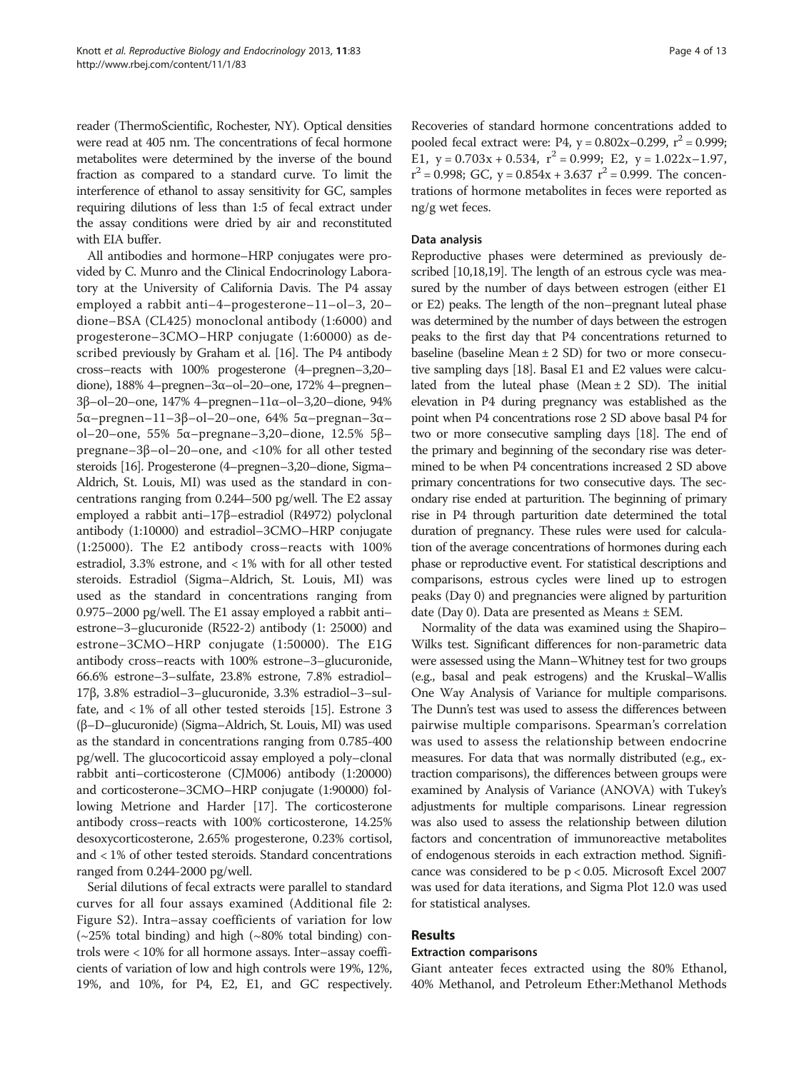reader (ThermoScientific, Rochester, NY). Optical densities were read at 405 nm. The concentrations of fecal hormone metabolites were determined by the inverse of the bound fraction as compared to a standard curve. To limit the interference of ethanol to assay sensitivity for GC, samples requiring dilutions of less than 1:5 of fecal extract under the assay conditions were dried by air and reconstituted with EIA buffer.

All antibodies and hormone–HRP conjugates were provided by C. Munro and the Clinical Endocrinology Laboratory at the University of California Davis. The P4 assay employed a rabbit anti–4–progesterone–11–ol–3, 20–dione–BSA (CL425) monoclonal antibody (1:6000) and progesterone–3CMO–HRP conjugate (1:60000) as described previously by Graham et al. [16]. The P4 antibody cross–reacts with 100% progesterone (4–pregnen–3,20–dione), 188% 4–pregnen–3α–ol–20–one, 172% 4–pregnen–3β–ol–20–one, 147% 4–pregnen–11α–ol–3,20–dione, 94% 5α–pregnen–11–3β–ol–20–one, 64% 5α–pregnan–3α–ol–20–one, 55% 5α–pregnane–3,20–dione, 12.5% 5β–pregnane–3β–ol–20–one, and <10% for all other tested steroids [16]. Progesterone (4–pregnen–3,20–dione, Sigma–Aldrich, St. Louis, MI) was used as the standard in concentrations ranging from 0.244–500 pg/well. The E2 assay employed a rabbit anti–17β–estradiol (R4972) polyclonal antibody (1:10000) and estradiol–3CMO–HRP conjugate (1:25000). The E2 antibody cross–reacts with 100% estradiol, 3.3% estrone, and < 1% with for all other tested steroids. Estradiol (Sigma–Aldrich, St. Louis, MI) was used as the standard in concentrations ranging from 0.975–2000 pg/well. The E1 assay employed a rabbit anti–estrone–3–glucuronide (R522-2) antibody (1: 25000) and estrone–3CMO–HRP conjugate (1:50000). The E1G antibody cross–reacts with 100% estrone–3–glucuronide, 66.6% estrone–3–sulfate, 23.8% estrone, 7.8% estradiol–17β, 3.8% estradiol–3–glucuronide, 3.3% estradiol–3–sulfate, and < 1% of all other tested steroids [15]. Estrone 3 (β–D–glucuronide) (Sigma–Aldrich, St. Louis, MI) was used as the standard in concentrations ranging from 0.785-400 pg/well. The glucocorticoid assay employed a poly–clonal rabbit anti–corticosterone (CJM006) antibody (1:20000) and corticosterone–3CMO–HRP conjugate (1:90000) following Metrione and Harder [17]. The corticosterone antibody cross–reacts with 100% corticosterone, 14.25% desoxycorticosterone, 2.65% progesterone, 0.23% cortisol, and < 1% of other tested steroids. Standard concentrations ranged from 0.244-2000 pg/well.

Serial dilutions of fecal extracts were parallel to standard curves for all four assays examined (Additional file 2: Figure S2). Intra–assay coefficients of variation for low (~25% total binding) and high (~80% total binding) controls were < 10% for all hormone assays. Inter–assay coefficients of variation of low and high controls were 19%, 12%, 19%, and 10%, for P4, E2, E1, and GC respectively. Recoveries of standard hormone concentrations added to pooled fecal extract were: P4, $y = 0.802x–0.299$, $r^2 = 0.999$; E1, $y = 0.703x + 0.534$, $r^2 = 0.999$; E2, $y = 1.022x–1.97$, $r^2 = 0.998$; GC, $y = 0.854x + 3.637$ $r^2 = 0.999$. The concentrations of hormone metabolites in feces were reported as ng/g wet feces.

### Data analysis

Reproductive phases were determined as previously described [10,18,19]. The length of an estrous cycle was measured by the number of days between estrogen (either E1 or E2) peaks. The length of the non–pregnant luteal phase was determined by the number of days between the estrogen peaks to the first day that P4 concentrations returned to baseline (baseline Mean ± 2 SD) for two or more consecutive sampling days [18]. Basal E1 and E2 values were calculated from the luteal phase (Mean ± 2 SD). The initial elevation in P4 during pregnancy was established as the point when P4 concentrations rose 2 SD above basal P4 for two or more consecutive sampling days [18]. The end of the primary and beginning of the secondary rise was determined to be when P4 concentrations increased 2 SD above primary concentrations for two consecutive days. The secondary rise ended at parturition. The beginning of primary rise in P4 through parturition date determined the total duration of pregnancy. These rules were used for calculation of the average concentrations of hormones during each phase or reproductive event. For statistical descriptions and comparisons, estrous cycles were lined up to estrogen peaks (Day 0) and pregnancies were aligned by parturition date (Day 0). Data are presented as Means ± SEM.

Normality of the data was examined using the Shapiro–Wilks test. Significant differences for non-parametric data were assessed using the Mann–Whitney test for two groups (e.g., basal and peak estrogens) and the Kruskal–Wallis One Way Analysis of Variance for multiple comparisons. The Dunn's test was used to assess the differences between pairwise multiple comparisons. Spearman's correlation was used to assess the relationship between endocrine measures. For data that was normally distributed (e.g., extraction comparisons), the differences between groups were examined by Analysis of Variance (ANOVA) with Tukey's adjustments for multiple comparisons. Linear regression was also used to assess the relationship between dilution factors and concentration of immunoreactive metabolites of endogenous steroids in each extraction method. Significance was considered to be $p < 0.05$. Microsoft Excel 2007 was used for data iterations, and Sigma Plot 12.0 was used for statistical analyses.

## Results

### Extraction comparisons

Giant anteater feces extracted using the 80% Ethanol, 40% Methanol, and Petroleum Ether:Methanol Methods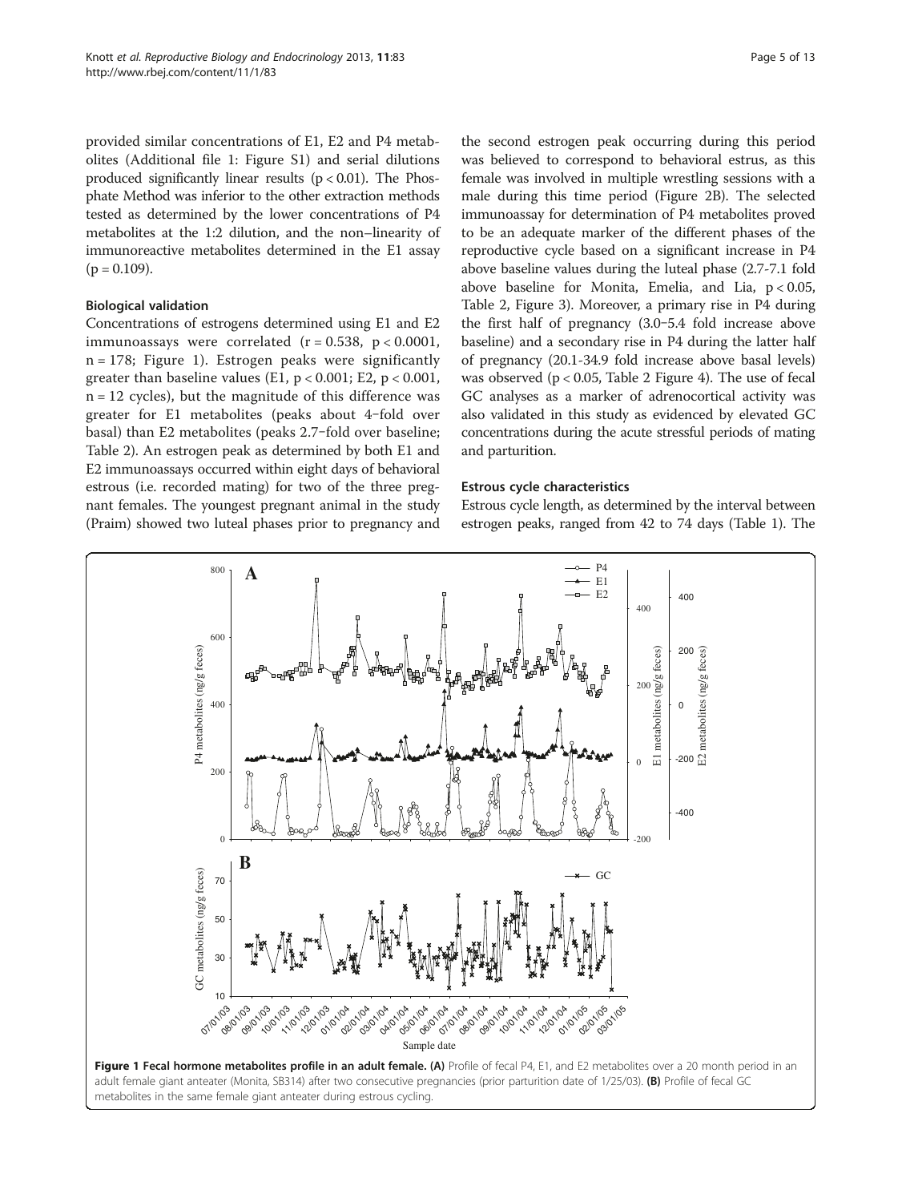provided similar concentrations of E1, E2 and P4 metabolites (Additional file 1: Figure S1) and serial dilutions produced significantly linear results ($p < 0.01$). The Phosphate Method was inferior to the other extraction methods tested as determined by the lower concentrations of P4 metabolites at the 1:2 dilution, and the non–linearity of immunoreactive metabolites determined in the E1 assay ($p = 0.109$).

#### Biological validation

Concentrations of estrogens determined using E1 and E2 immunoassays were correlated ($r = 0.538$, $p < 0.0001$, $n = 178$; Figure 1). Estrogen peaks were significantly greater than baseline values (E1, $p < 0.001$; E2, $p < 0.001$, $n = 12$ cycles), but the magnitude of this difference was greater for E1 metabolites (peaks about 4–fold over basal) than E2 metabolites (peaks 2.7–fold over baseline; Table 2). An estrogen peak as determined by both E1 and E2 immunoassays occurred within eight days of behavioral estrous (i.e. recorded mating) for two of the three pregnant females. The youngest pregnant animal in the study (Praim) showed two luteal phases prior to pregnancy and the second estrogen peak occurring during this period was believed to correspond to behavioral estrus, as this female was involved in multiple wrestling sessions with a male during this time period (Figure 2B). The selected immunoassay for determination of P4 metabolites proved to be an adequate marker of the different phases of the reproductive cycle based on a significant increase in P4 above baseline values during the luteal phase (2.7-7.1 fold above baseline for Monita, Emelia, and Lia, $p < 0.05$, Table 2, Figure 3). Moreover, a primary rise in P4 during the first half of pregnancy (3.0–5.4 fold increase above baseline) and a secondary rise in P4 during the latter half of pregnancy (20.1-34.9 fold increase above basal levels) was observed ($p < 0.05$, Table 2 Figure 4). The use of fecal GC analyses as a marker of adrenocortical activity was also validated in this study as evidenced by elevated GC concentrations during the acute stressful periods of mating and parturition.

#### Estrous cycle characteristics

Estrous cycle length, as determined by the interval between estrogen peaks, ranged from 42 to 74 days (Table 1). The

**Figure 1 Fecal hormone metabolites profile in an adult female. (A)** Profile of fecal P4, E1, and E2 metabolites over a 20 month period in an adult female giant anteater (Monita, SB314) after two consecutive pregnancies (prior parturition date of 1/25/03). **(B)** Profile of fecal GC metabolites in the same female giant anteater during estrous cycling.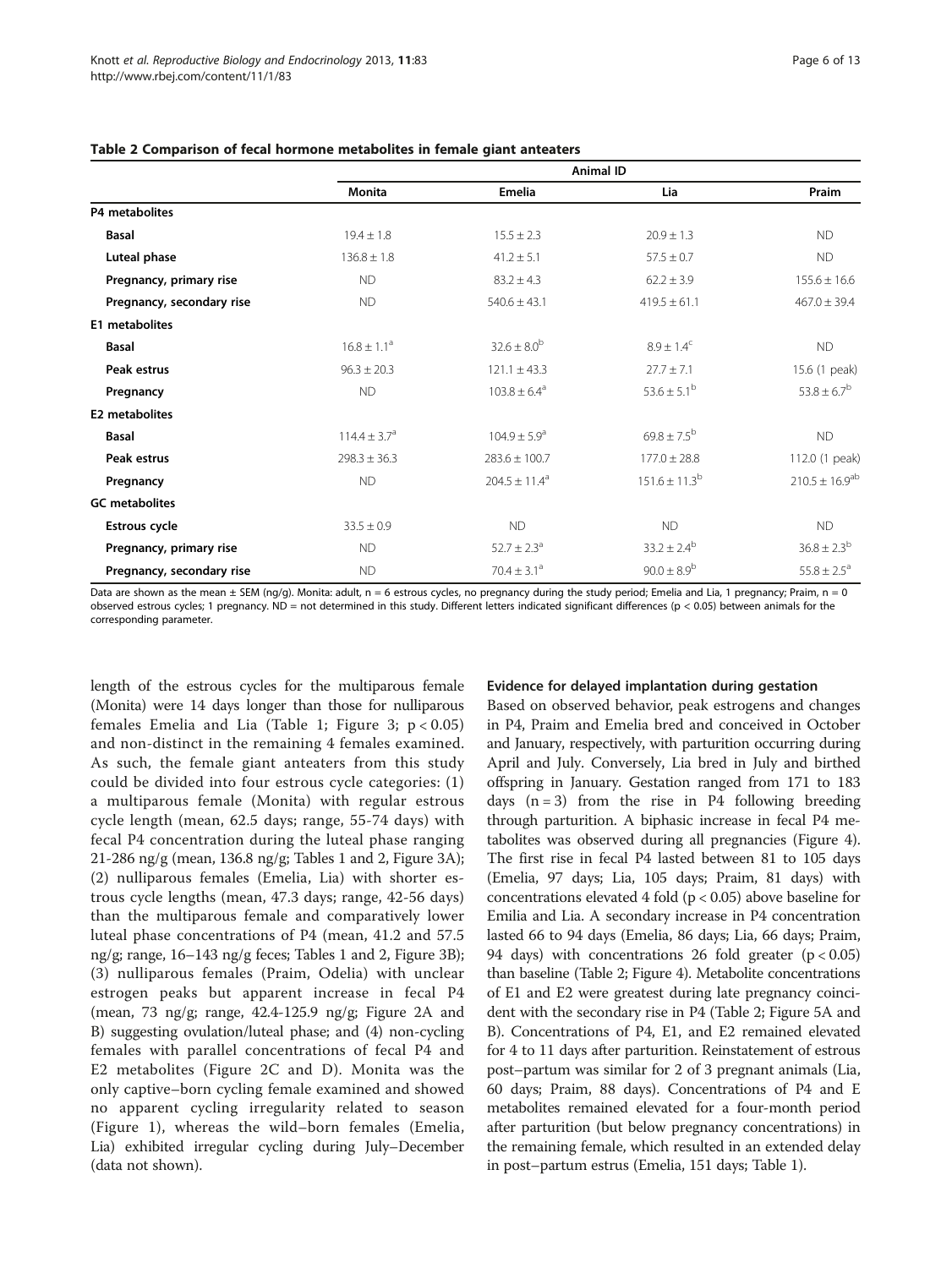**Table 2 Comparison of fecal hormone metabolites in female giant anteaters**

| | Animal ID | | | |
|---|---|---|---|---|
| | Monita | Emelia | Lia | Praim |
| **P4 metabolites** | | | | |
| **Basal** | 19.4 ± 1.8 | 15.5 ± 2.3 | 20.9 ± 1.3 | ND |
| **Luteal phase** | 136.8 ± 1.8 | 41.2 ± 5.1 | 57.5 ± 0.7 | ND |
| **Pregnancy, primary rise** | ND | 83.2 ± 4.3 | 62.2 ± 3.9 | 155.6 ± 16.6 |
| **Pregnancy, secondary rise** | ND | 540.6 ± 43.1 | 419.5 ± 61.1 | 467.0 ± 39.4 |
| **E1 metabolites** | | | | |
| **Basal** | 16.8 ± 1.1[a] | 32.6 ± 8.0[b] | 8.9 ± 1.4[c] | ND |
| **Peak estrus** | 96.3 ± 20.3 | 121.1 ± 43.3 | 27.7 ± 7.1 | 15.6 (1 peak) |
| **Pregnancy** | ND | 103.8 ± 6.4[a] | 53.6 ± 5.1[b] | 53.8 ± 6.7[b] |
| **E2 metabolites** | | | | |
| **Basal** | 114.4 ± 3.7[a] | 104.9 ± 5.9[a] | 69.8 ± 7.5[b] | ND |
| **Peak estrus** | 298.3 ± 36.3 | 283.6 ± 100.7 | 177.0 ± 28.8 | 112.0 (1 peak) |
| **Pregnancy** | ND | 204.5 ± 11.4[a] | 151.6 ± 11.3[b] | 210.5 ± 16.9[ab] |
| **GC metabolites** | | | | |
| **Estrous cycle** | 33.5 ± 0.9 | ND | ND | ND |
| **Pregnancy, primary rise** | ND | 52.7 ± 2.3[a] | 33.2 ± 2.4[b] | 36.8 ± 2.3[b] |
| **Pregnancy, secondary rise** | ND | 70.4 ± 3.1[a] | 90.0 ± 8.9[b] | 55.8 ± 2.5[a] |

Data are shown as the mean ± SEM (ng/g). Monita: adult, n = 6 estrous cycles, no pregnancy during the study period; Emelia and Lia, 1 pregnancy; Praim, n = 0 observed estrous cycles; 1 pregnancy. ND = not determined in this study. Different letters indicated significant differences ($p < 0.05$) between animals for the corresponding parameter.

length of the estrous cycles for the multiparous female (Monita) were 14 days longer than those for nulliparous females Emelia and Lia (Table 1; Figure 3; $p < 0.05$) and non-distinct in the remaining 4 females examined. As such, the female giant anteaters from this study could be divided into four estrous cycle categories: (1) a multiparous female (Monita) with regular estrous cycle length (mean, 62.5 days; range, 55-74 days) with fecal P4 concentration during the luteal phase ranging 21-286 ng/g (mean, 136.8 ng/g; Tables 1 and 2, Figure 3A); (2) nulliparous females (Emelia, Lia) with shorter estrous cycle lengths (mean, 47.3 days; range, 42-56 days) than the multiparous female and comparatively lower luteal phase concentrations of P4 (mean, 41.2 and 57.5 ng/g; range, 16–143 ng/g feces; Tables 1 and 2, Figure 3B); (3) nulliparous females (Praim, Odelia) with unclear estrogen peaks but apparent increase in fecal P4 (mean, 73 ng/g; range, 42.4-125.9 ng/g; Figure 2A and B) suggesting ovulation/luteal phase; and (4) non-cycling females with parallel concentrations of fecal P4 and E2 metabolites (Figure 2C and D). Monita was the only captive–born cycling female examined and showed no apparent cycling irregularity related to season (Figure 1), whereas the wild–born females (Emelia, Lia) exhibited irregular cycling during July–December (data not shown).

### Evidence for delayed implantation during gestation

Based on observed behavior, peak estrogens and changes in P4, Praim and Emelia bred and conceived in October and January, respectively, with parturition occurring during April and July. Conversely, Lia bred in July and birthed offspring in January. Gestation ranged from 171 to 183 days ($n = 3$) from the rise in P4 following breeding through parturition. A biphasic increase in fecal P4 metabolites was observed during all pregnancies (Figure 4). The first rise in fecal P4 lasted between 81 to 105 days (Emelia, 97 days; Lia, 105 days; Praim, 81 days) with concentrations elevated 4 fold ($p < 0.05$) above baseline for Emilia and Lia. A secondary increase in P4 concentration lasted 66 to 94 days (Emelia, 86 days; Lia, 66 days; Praim, 94 days) with concentrations 26 fold greater ($p < 0.05$) than baseline (Table 2; Figure 4). Metabolite concentrations of E1 and E2 were greatest during late pregnancy coincident with the secondary rise in P4 (Table 2; Figure 5A and B). Concentrations of P4, E1, and E2 remained elevated for 4 to 11 days after parturition. Reinstatement of estrous post–partum was similar for 2 of 3 pregnant animals (Lia, 60 days; Praim, 88 days). Concentrations of P4 and E metabolites remained elevated for a four-month period after parturition (but below pregnancy concentrations) in the remaining female, which resulted in an extended delay in post–partum estrus (Emelia, 151 days; Table 1).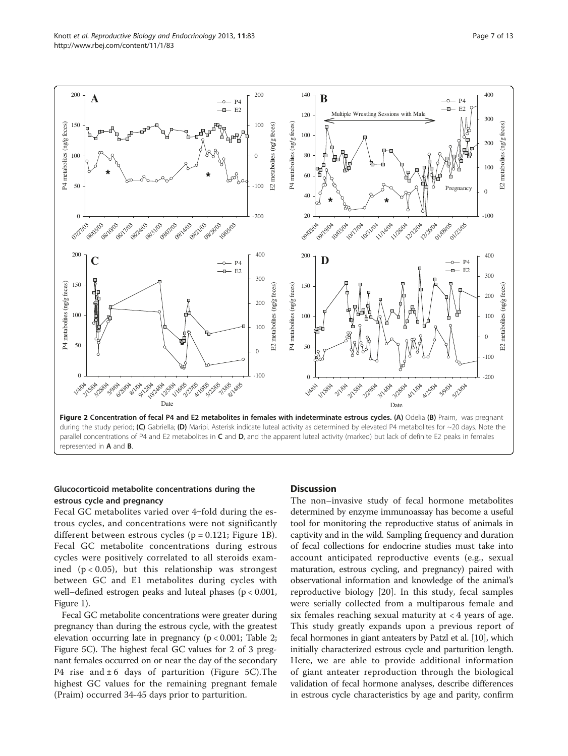Figure 2 Concentration of fecal P4 and E2 metabolites in females with indeterminate estrous cycles. (A) Odelia (B) Praim, was pregnant during the study period; (C) Gabriella; (D) Maripi. Asterisk indicate luteal activity as determined by elevated P4 metabolites for ~20 days. Note the parallel concentrations of P4 and E2 metabolites in C and D, and the apparent luteal activity (marked) but lack of definite E2 peaks in females represented in A and B.

### Glucocorticoid metabolite concentrations during the estrous cycle and pregnancy

Fecal GC metabolites varied over 4–fold during the estrous cycles, and concentrations were not significantly different between estrous cycles ($p = 0.121$; Figure 1B). Fecal GC metabolite concentrations during estrous cycles were positively correlated to all steroids examined ($p < 0.05$), but this relationship was strongest between GC and E1 metabolites during cycles with well–defined estrogen peaks and luteal phases ($p < 0.001$, Figure 1).

Fecal GC metabolite concentrations were greater during pregnancy than during the estrous cycle, with the greatest elevation occurring late in pregnancy ($p < 0.001$; Table 2; Figure 5C). The highest fecal GC values for 2 of 3 pregnant females occurred on or near the day of the secondary P4 rise and ± 6 days of parturition (Figure 5C).The highest GC values for the remaining pregnant female (Praim) occurred 34-45 days prior to parturition.

## Discussion

The non–invasive study of fecal hormone metabolites determined by enzyme immunoassay has become a useful tool for monitoring the reproductive status of animals in captivity and in the wild. Sampling frequency and duration of fecal collections for endocrine studies must take into account anticipated reproductive events (e.g., sexual maturation, estrous cycling, and pregnancy) paired with observational information and knowledge of the animal's reproductive biology [20]. In this study, fecal samples were serially collected from a multiparous female and six females reaching sexual maturity at < 4 years of age. This study greatly expands upon a previous report of fecal hormones in giant anteaters by Patzl et al. [10], which initially characterized estrous cycle and parturition length. Here, we are able to provide additional information of giant anteater reproduction through the biological validation of fecal hormone analyses, describe differences in estrous cycle characteristics by age and parity, confirm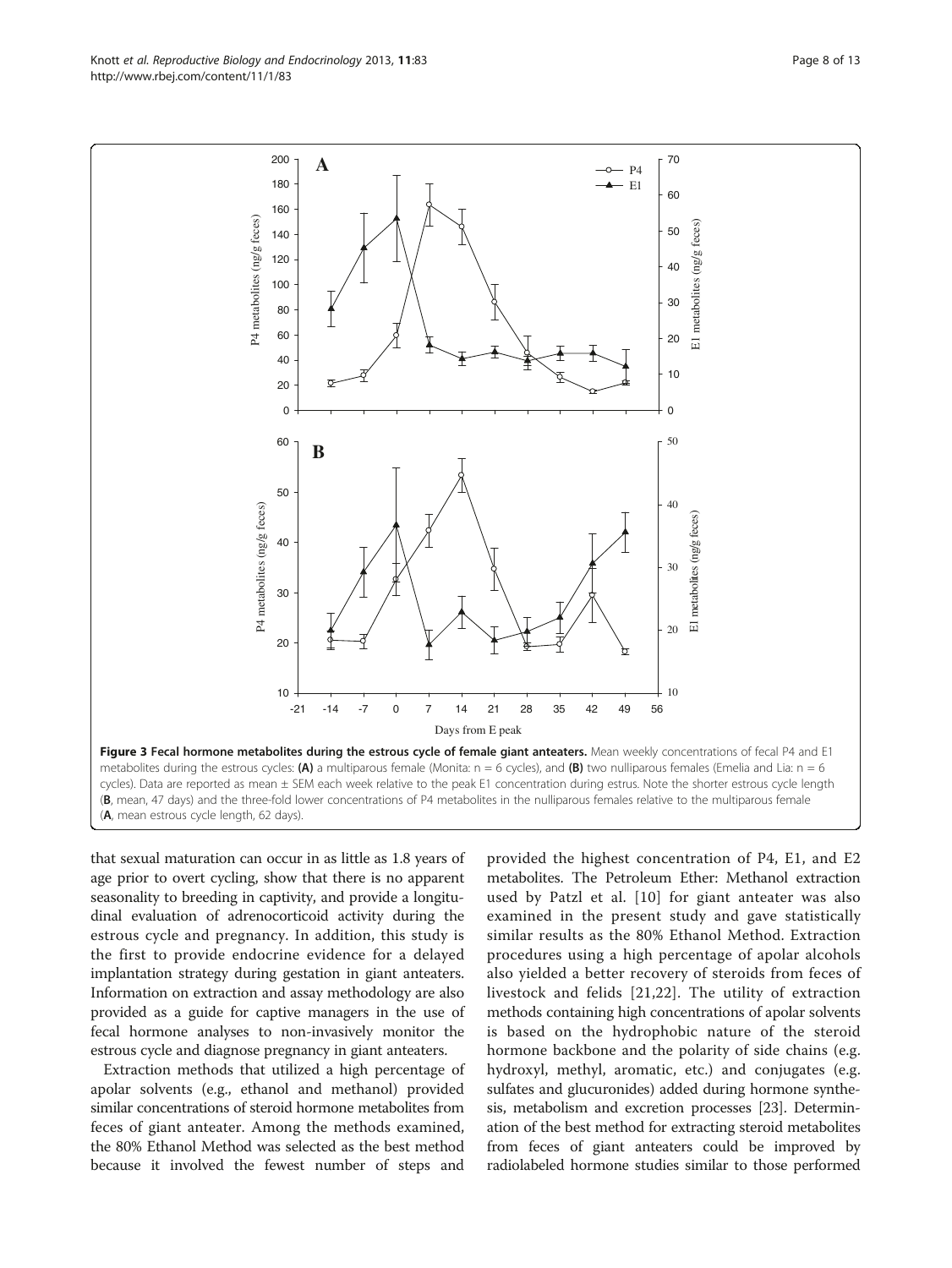**Figure 3 Fecal hormone metabolites during the estrous cycle of female giant anteaters.** Mean weekly concentrations of fecal P4 and E1 metabolites during the estrous cycles: **(A)** a multiparous female (Monita: n = 6 cycles), and **(B)** two nulliparous females (Emelia and Lia: n = 6 cycles). Data are reported as mean ± SEM each week relative to the peak E1 concentration during estrus. Note the shorter estrous cycle length (**B**, mean, 47 days) and the three-fold lower concentrations of P4 metabolites in the nulliparous females relative to the multiparous female (**A**, mean estrous cycle length, 62 days).

that sexual maturation can occur in as little as 1.8 years of age prior to overt cycling, show that there is no apparent seasonality to breeding in captivity, and provide a longitudinal evaluation of adrenocorticoid activity during the estrous cycle and pregnancy. In addition, this study is the first to provide endocrine evidence for a delayed implantation strategy during gestation in giant anteaters. Information on extraction and assay methodology are also provided as a guide for captive managers in the use of fecal hormone analyses to non-invasively monitor the estrous cycle and diagnose pregnancy in giant anteaters.

Extraction methods that utilized a high percentage of apolar solvents (e.g., ethanol and methanol) provided similar concentrations of steroid hormone metabolites from feces of giant anteater. Among the methods examined, the 80% Ethanol Method was selected as the best method because it involved the fewest number of steps and provided the highest concentration of P4, E1, and E2 metabolites. The Petroleum Ether: Methanol extraction used by Patzl et al. [10] for giant anteater was also examined in the present study and gave statistically similar results as the 80% Ethanol Method. Extraction procedures using a high percentage of apolar alcohols also yielded a better recovery of steroids from feces of livestock and felids [21,22]. The utility of extraction methods containing high concentrations of apolar solvents is based on the hydrophobic nature of the steroid hormone backbone and the polarity of side chains (e.g. hydroxyl, methyl, aromatic, etc.) and conjugates (e.g. sulfates and glucuronides) added during hormone synthesis, metabolism and excretion processes [23]. Determination of the best method for extracting steroid metabolites from feces of giant anteaters could be improved by radiolabeled hormone studies similar to those performed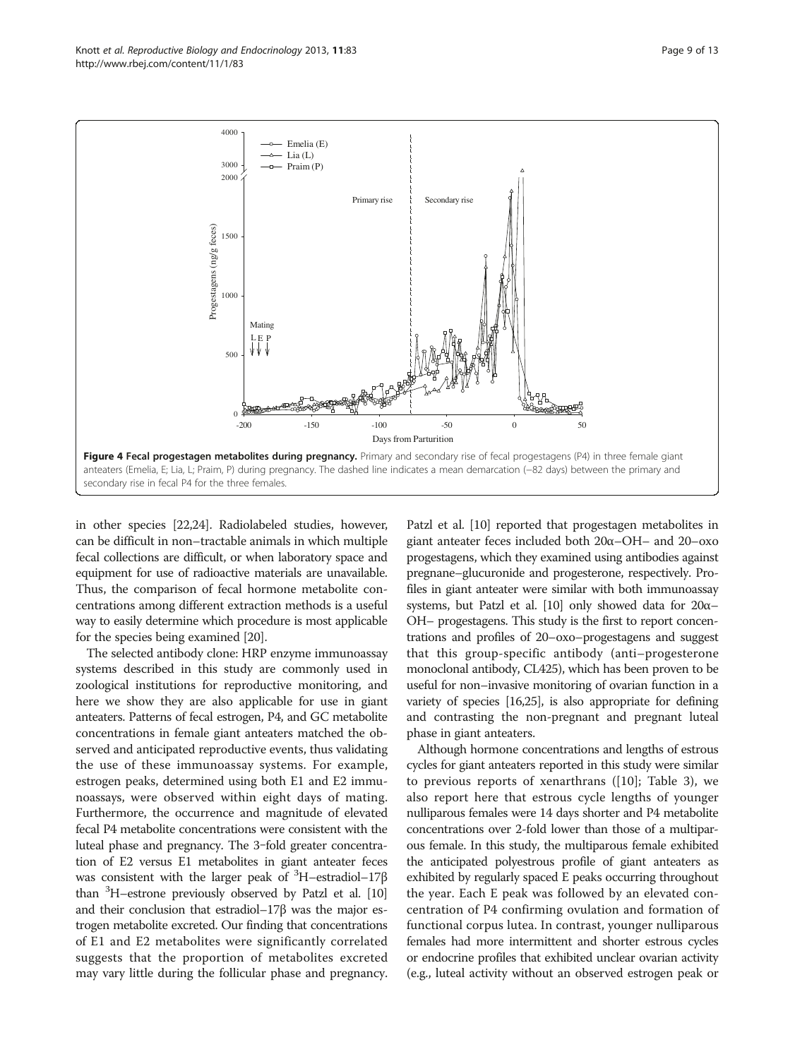**Figure 4 Fecal progestagen metabolites during pregnancy.** Primary and secondary rise of fecal progestagens (P4) in three female giant anteaters (Emelia, E; Lia, L; Praim, P) during pregnancy. The dashed line indicates a mean demarcation (−82 days) between the primary and secondary rise in fecal P4 for the three females.

in other species [22,24]. Radiolabeled studies, however, can be difficult in non–tractable animals in which multiple fecal collections are difficult, or when laboratory space and equipment for use of radioactive materials are unavailable. Thus, the comparison of fecal hormone metabolite concentrations among different extraction methods is a useful way to easily determine which procedure is most applicable for the species being examined [20].

The selected antibody clone: HRP enzyme immunoassay systems described in this study are commonly used in zoological institutions for reproductive monitoring, and here we show they are also applicable for use in giant anteaters. Patterns of fecal estrogen, P4, and GC metabolite concentrations in female giant anteaters matched the observed and anticipated reproductive events, thus validating the use of these immunoassay systems. For example, estrogen peaks, determined using both E1 and E2 immunoassays, were observed within eight days of mating. Furthermore, the occurrence and magnitude of elevated fecal P4 metabolite concentrations were consistent with the luteal phase and pregnancy. The 3-fold greater concentration of E2 versus E1 metabolites in giant anteater feces was consistent with the larger peak of $^{3}$H–estradiol–17β than $^{3}$H–estrone previously observed by Patzl et al. [10] and their conclusion that estradiol–17β was the major estrogen metabolite excreted. Our finding that concentrations of E1 and E2 metabolites were significantly correlated suggests that the proportion of metabolites excreted may vary little during the follicular phase and pregnancy. Patzl et al. [10] reported that progestagen metabolites in giant anteater feces included both 20α–OH– and 20–oxo progestagens, which they examined using antibodies against pregnane–glucuronide and progesterone, respectively. Profiles in giant anteater were similar with both immunoassay systems, but Patzl et al. [10] only showed data for 20α–OH– progestagens. This study is the first to report concentrations and profiles of 20–oxo–progestagens and suggest that this group-specific antibody (anti–progesterone monoclonal antibody, CL425), which has been proven to be useful for non–invasive monitoring of ovarian function in a variety of species [16,25], is also appropriate for defining and contrasting the non-pregnant and pregnant luteal phase in giant anteaters.

Although hormone concentrations and lengths of estrous cycles for giant anteaters reported in this study were similar to previous reports of xenarthrans ([10]; Table 3), we also report here that estrous cycle lengths of younger nulliparous females were 14 days shorter and P4 metabolite concentrations over 2-fold lower than those of a multiparous female. In this study, the multiparous female exhibited the anticipated polyestrous profile of giant anteaters as exhibited by regularly spaced E peaks occurring throughout the year. Each E peak was followed by an elevated concentration of P4 confirming ovulation and formation of functional corpus lutea. In contrast, younger nulliparous females had more intermittent and shorter estrous cycles or endocrine profiles that exhibited unclear ovarian activity (e.g., luteal activity without an observed estrogen peak or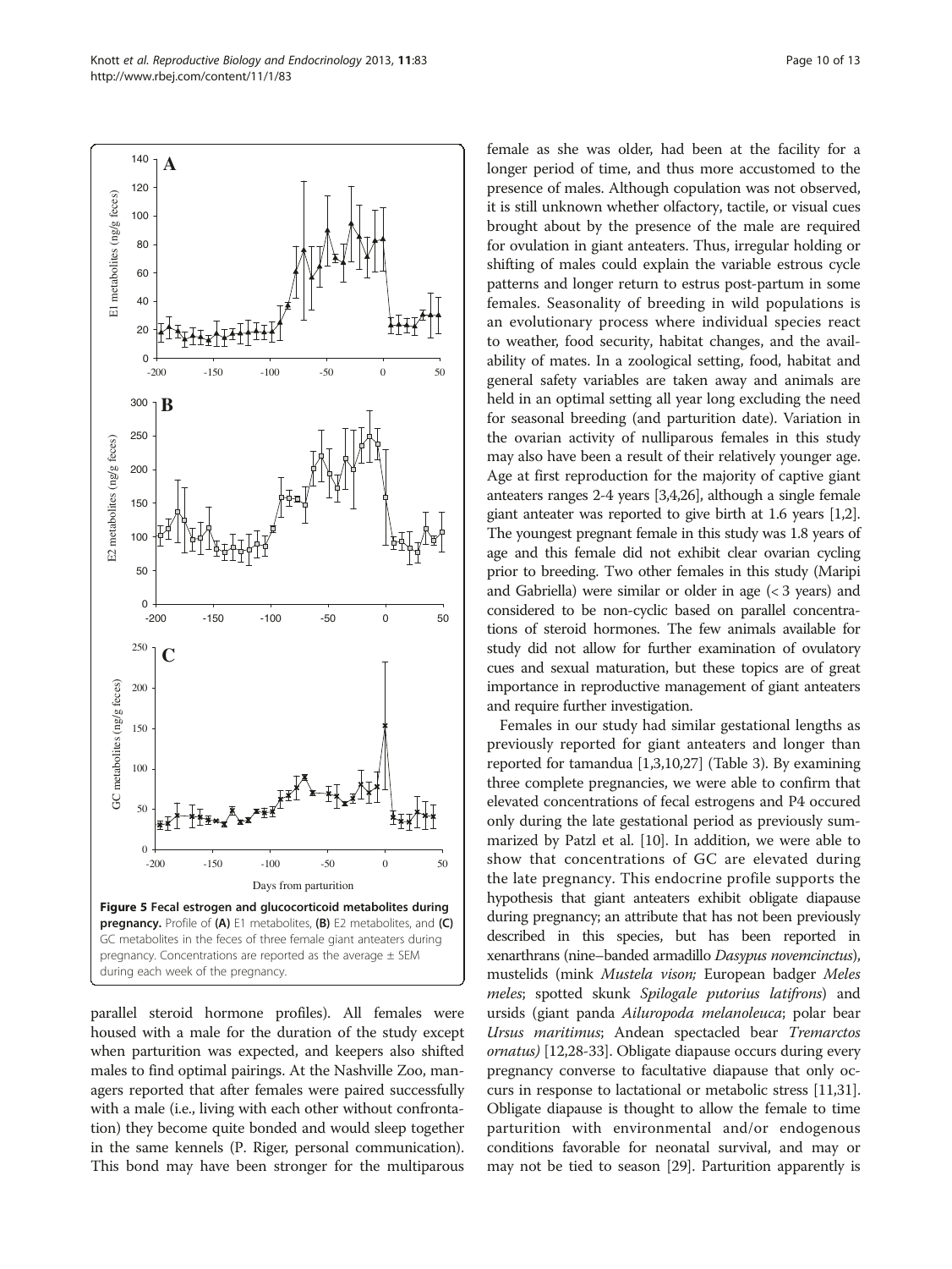**Figure 5 Fecal estrogen and glucocorticoid metabolites during pregnancy.** Profile of **(A)** E1 metabolites, **(B)** E2 metabolites, and **(C)** GC metabolites in the feces of three female giant anteaters during pregnancy. Concentrations are reported as the average ± SEM during each week of the pregnancy.

parallel steroid hormone profiles). All females were housed with a male for the duration of the study except when parturition was expected, and keepers also shifted males to find optimal pairings. At the Nashville Zoo, managers reported that after females were paired successfully with a male (i.e., living with each other without confrontation) they become quite bonded and would sleep together in the same kennels (P. Riger, personal communication). This bond may have been stronger for the multiparous female as she was older, had been at the facility for a longer period of time, and thus more accustomed to the presence of males. Although copulation was not observed, it is still unknown whether olfactory, tactile, or visual cues brought about by the presence of the male are required for ovulation in giant anteaters. Thus, irregular holding or shifting of males could explain the variable estrous cycle patterns and longer return to estrus post-partum in some females. Seasonality of breeding in wild populations is an evolutionary process where individual species react to weather, food security, habitat changes, and the availability of mates. In a zoological setting, food, habitat and general safety variables are taken away and animals are held in an optimal setting all year long excluding the need for seasonal breeding (and parturition date). Variation in the ovarian activity of nulliparous females in this study may also have been a result of their relatively younger age. Age at first reproduction for the majority of captive giant anteaters ranges 2-4 years [3,4,26], although a single female giant anteater was reported to give birth at 1.6 years [1,2]. The youngest pregnant female in this study was 1.8 years of age and this female did not exhibit clear ovarian cycling prior to breeding. Two other females in this study (Maripi and Gabriella) were similar or older in age (< 3 years) and considered to be non-cyclic based on parallel concentrations of steroid hormones. The few animals available for study did not allow for further examination of ovulatory cues and sexual maturation, but these topics are of great importance in reproductive management of giant anteaters and require further investigation.

Females in our study had similar gestational lengths as previously reported for giant anteaters and longer than reported for tamandua [1,3,10,27] (Table 3). By examining three complete pregnancies, we were able to confirm that elevated concentrations of fecal estrogens and P4 occured only during the late gestational period as previously summarized by Patzl et al. [10]. In addition, we were able to show that concentrations of GC are elevated during the late pregnancy. This endocrine profile supports the hypothesis that giant anteaters exhibit obligate diapause during pregnancy; an attribute that has not been previously described in this species, but has been reported in xenarthrans (nine–banded armadillo *Dasypus novemcinctus*), mustelids (mink *Mustela vison;* European badger *Meles meles*; spotted skunk *Spilogale putorius latifrons*) and ursids (giant panda *Ailuropoda melanoleuca*; polar bear *Ursus maritimus*; Andean spectacled bear *Tremarctos ornatus)* [12,28-33]. Obligate diapause occurs during every pregnancy converse to facultative diapause that only occurs in response to lactational or metabolic stress [11,31]. Obligate diapause is thought to allow the female to time parturition with environmental and/or endogenous conditions favorable for neonatal survival, and may or may not be tied to season [29]. Parturition apparently is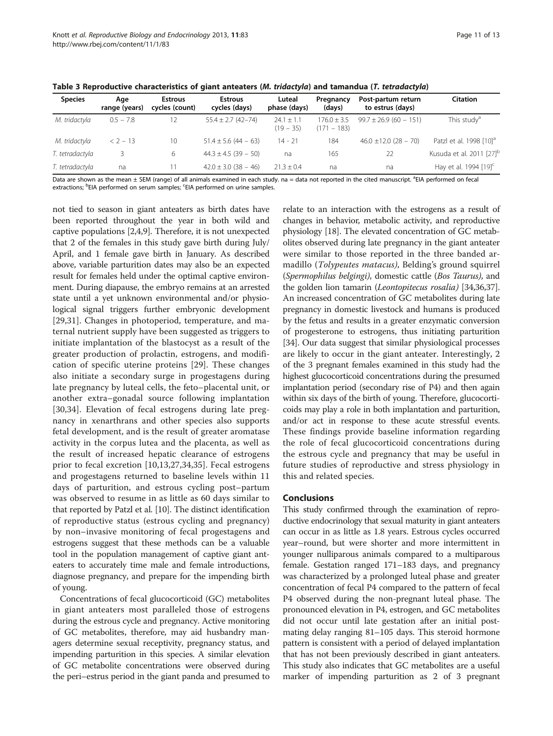**Table 3 Reproductive characteristics of giant anteaters (*M. tridactyla*) and tamandua (*T. tetradactyla*)**

| Species | Age range (years) | Estrous cycles (count) | Estrous cycles (days) | Luteal phase (days) | Pregnancy (days) | Post-partum return to estrus (days) | Citation |
|---|---|---|---|---|---|---|---|
| *M. tridactyla* | 0.5 – 7.8 | 12 | 55.4 ± 2.7 (42–74) | 24.1 ± 1.1 (19 – 35) | 176.0 ± 3.5 (171 – 183) | 99.7 ± 26.9 (60 – 151) | This study[a] |
| *M. tridactyla* | < 2 – 13 | 10 | 51.4 ± 5.6 (44 – 63) | 14 - 21 | 184 | 46.0 ±12.0 (28 – 70) | Patzl et al. 1998 [10][a] |
| *T. tetradactyla* | 3 | 6 | 44.3 ± 4.5 (39 – 50) | na | 165 | 22 | Kusuda et al. 2011 [27][b] |
| *T. tetradactyla* | na | 11 | 42.0 ± 3.0 (38 – 46) | 21.3 ± 0.4 | na | na | Hay et al. 1994 [19][c] |

Data are shown as the mean ± SEM (range) of all animals examined in each study. na = data not reported in the cited manuscript. [a]EIA performed on fecal extractions; [b]EIA performed on serum samples; [c]EIA performed on urine samples.

not tied to season in giant anteaters as birth dates have been reported throughout the year in both wild and captive populations [2,4,9]. Therefore, it is not unexpected that 2 of the females in this study gave birth during July/April, and 1 female gave birth in January. As described above, variable parturition dates may also be an expected result for females held under the optimal captive environment. During diapause, the embryo remains at an arrested state until a yet unknown environmental and/or physiological signal triggers further embryonic development [29,31]. Changes in photoperiod, temperature, and maternal nutrient supply have been suggested as triggers to initiate implantation of the blastocyst as a result of the greater production of prolactin, estrogens, and modification of specific uterine proteins [29]. These changes also initiate a secondary surge in progestagens during late pregnancy by luteal cells, the feto–placental unit, or another extra–gonadal source following implantation [30,34]. Elevation of fecal estrogens during late pregnancy in xenarthrans and other species also supports fetal development, and is the result of greater aromatase activity in the corpus lutea and the placenta, as well as the result of increased hepatic clearance of estrogens prior to fecal excretion [10,13,27,34,35]. Fecal estrogens and progestagens returned to baseline levels within 11 days of parturition, and estrous cycling post–partum was observed to resume in as little as 60 days similar to that reported by Patzl et al. [10]. The distinct identification of reproductive status (estrous cycling and pregnancy) by non–invasive monitoring of fecal progestagens and estrogens suggest that these methods can be a valuable tool in the population management of captive giant anteaters to accurately time male and female introductions, diagnose pregnancy, and prepare for the impending birth of young.

Concentrations of fecal glucocorticoid (GC) metabolites in giant anteaters most paralleled those of estrogens during the estrous cycle and pregnancy. Active monitoring of GC metabolites, therefore, may aid husbandry managers determine sexual receptivity, pregnancy status, and impending parturition in this species. A similar elevation of GC metabolite concentrations were observed during the peri–estrus period in the giant panda and presumed to relate to an interaction with the estrogens as a result of changes in behavior, metabolic activity, and reproductive physiology [18]. The elevated concentration of GC metabolites observed during late pregnancy in the giant anteater were similar to those reported in the three banded armadillo (*Tolypeutes matacus)*, Belding's ground squirrel (*Spermophilus belgingi)*, domestic cattle (*Bos Taurus)*, and the golden lion tamarin (*Leontopitecus rosalia)* [34,36,37]. An increased concentration of GC metabolites during late pregnancy in domestic livestock and humans is produced by the fetus and results in a greater enzymatic conversion of progesterone to estrogens, thus initiating parturition [34]. Our data suggest that similar physiological processes are likely to occur in the giant anteater. Interestingly, 2 of the 3 pregnant females examined in this study had the highest glucocorticoid concentrations during the presumed implantation period (secondary rise of P4) and then again within six days of the birth of young. Therefore, glucocorticoids may play a role in both implantation and parturition, and/or act in response to these acute stressful events. These findings provide baseline information regarding the role of fecal glucocorticoid concentrations during the estrous cycle and pregnancy that may be useful in future studies of reproductive and stress physiology in this and related species.

## Conclusions

This study confirmed through the examination of reproductive endocrinology that sexual maturity in giant anteaters can occur in as little as 1.8 years. Estrous cycles occurred year–round, but were shorter and more intermittent in younger nulliparous animals compared to a multiparous female. Gestation ranged 171–183 days, and pregnancy was characterized by a prolonged luteal phase and greater concentration of fecal P4 compared to the pattern of fecal P4 observed during the non-pregnant luteal phase. The pronounced elevation in P4, estrogen, and GC metabolites did not occur until late gestation after an initial postmating delay ranging 81–105 days. This steroid hormone pattern is consistent with a period of delayed implantation that has not been previously described in giant anteaters. This study also indicates that GC metabolites are a useful marker of impending parturition as 2 of 3 pregnant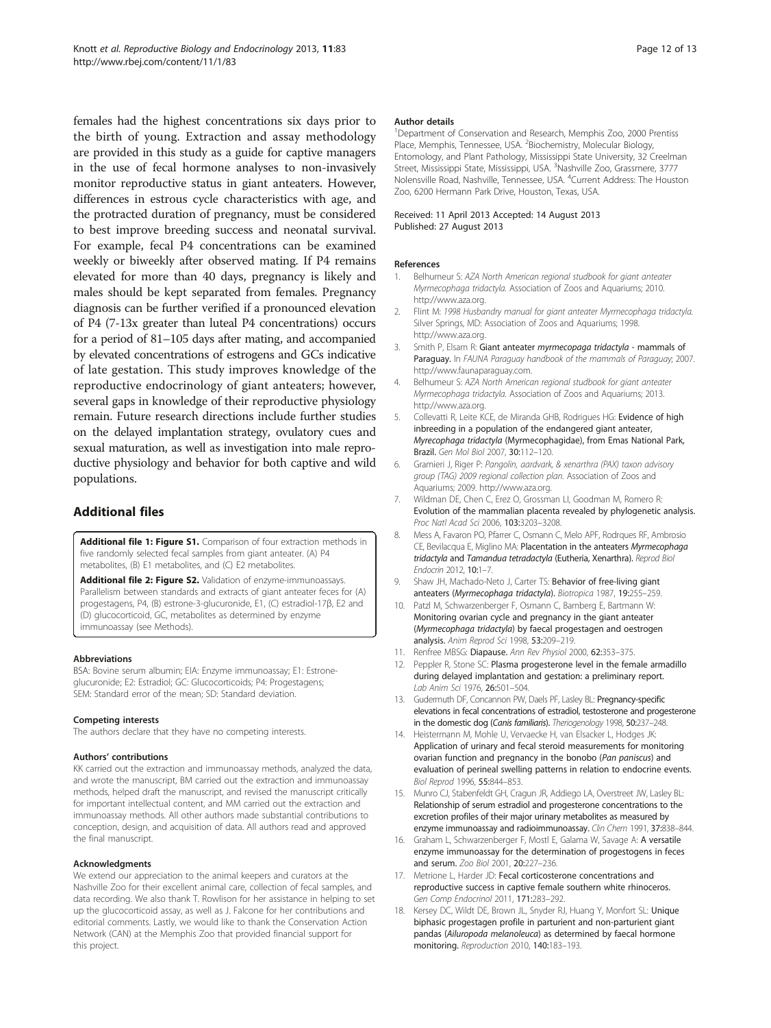females had the highest concentrations six days prior to the birth of young. Extraction and assay methodology are provided in this study as a guide for captive managers in the use of fecal hormone analyses to non-invasively monitor reproductive status in giant anteaters. However, differences in estrous cycle characteristics with age, and the protracted duration of pregnancy, must be considered to best improve breeding success and neonatal survival. For example, fecal P4 concentrations can be examined weekly or biweekly after observed mating. If P4 remains elevated for more than 40 days, pregnancy is likely and males should be kept separated from females. Pregnancy diagnosis can be further verified if a pronounced elevation of P4 (7-13x greater than luteal P4 concentrations) occurs for a period of 81–105 days after mating, and accompanied by elevated concentrations of estrogens and GCs indicative of late gestation. This study improves knowledge of the reproductive endocrinology of giant anteaters; however, several gaps in knowledge of their reproductive physiology remain. Future research directions include further studies on the delayed implantation strategy, ovulatory cues and sexual maturation, as well as investigation into male reproductive physiology and behavior for both captive and wild populations.

## Additional files

**Additional file 1: Figure S1.** Comparison of four extraction methods in five randomly selected fecal samples from giant anteater. (A) P4 metabolites, (B) E1 metabolites, and (C) E2 metabolites.

**Additional file 2: Figure S2.** Validation of enzyme-immunoassays. Parallelism between standards and extracts of giant anteater feces for (A) progestagens, P4, (B) estrone-3-glucuronide, E1, (C) estradiol-17β, E2 and (D) glucocorticoid, GC, metabolites as determined by enzyme immunoassay (see Methods).

#### Abbreviations

BSA: Bovine serum albumin; EIA: Enzyme immunoassay; E1: Estrone-glucuronide; E2: Estradiol; GC: Glucocorticoids; P4: Progestagens; SEM: Standard error of the mean; SD: Standard deviation.

#### Competing interests

The authors declare that they have no competing interests.

#### Authors' contributions

KK carried out the extraction and immunoassay methods, analyzed the data, and wrote the manuscript, BM carried out the extraction and immunoassay methods, helped draft the manuscript, and revised the manuscript critically for important intellectual content, and MM carried out the extraction and immunoassay methods. All other authors made substantial contributions to conception, design, and acquisition of data. All authors read and approved the final manuscript.

#### Acknowledgments

We extend our appreciation to the animal keepers and curators at the Nashville Zoo for their excellent animal care, collection of fecal samples, and data recording. We also thank T. Rowlison for her assistance in helping to set up the glucocorticoid assay, as well as J. Falcone for her contributions and editorial comments. Lastly, we would like to thank the Conservation Action Network (CAN) at the Memphis Zoo that provided financial support for this project.

#### Author details

[1]Department of Conservation and Research, Memphis Zoo, 2000 Prentiss Place, Memphis, Tennessee, USA. [2]Biochemistry, Molecular Biology, Entomology, and Plant Pathology, Mississippi State University, 32 Creelman Street, Mississippi State, Mississippi, USA. [3]Nashville Zoo, Grassmere, 3777 Nolensville Road, Nashville, Tennessee, USA. [4]Current Address: The Houston Zoo, 6200 Hermann Park Drive, Houston, Texas, USA.

Received: 11 April 2013 Accepted: 14 August 2013
Published: 27 August 2013

#### References

1. Belhumeur S: *AZA North American regional studbook for giant anteater Myrmecophaga tridactyla.* Association of Zoos and Aquariums; 2010. http://www.aza.org.
2. Flint M: *1998 Husbandry manual for giant anteater Myrmecophaga tridactyla.* Silver Springs, MD: Association of Zoos and Aquariums; 1998. http://www.aza.org.
3. Smith P, Elsam R: **Giant anteater *myrmecopaga tridactyla* - mammals of Paraguay.** In *FAUNA Paraguay handbook of the mammals of Paraguay*; 2007. http://www.faunaparaguay.com.
4. Belhumeur S: *AZA North American regional studbook for giant anteater Myrmecophaga tridactyla.* Association of Zoos and Aquariums; 2013. http://www.aza.org.
5. Collevatti R, Leite KCE, de Miranda GHB, Rodrigues HG: **Evidence of high inbreeding in a population of the endangered giant anteater, *Myrecophaga tridactyla* (Myrmecophagidae), from Emas National Park, Brazil.** *Gen Mol Biol* 2007, **30:**112–120.
6. Gramieri J, Riger P: *Pangolin, aardvark, & xenarthra (PAX) taxon advisory group (TAG) 2009 regional collection plan.* Association of Zoos and Aquariums; 2009. http://www.aza.org.
7. Wildman DE, Chen C, Erez O, Grossman LI, Goodman M, Romero R: **Evolution of the mammalian placenta revealed by phylogenetic analysis.** *Proc Natl Acad Sci* 2006, **103:**3203–3208.
8. Mess A, Favaron PO, Pfarrer C, Osmann C, Melo APF, Rodrques RF, Ambrosio CE, Bevilacqua E, Miglino MA: **Placentation in the anteaters *Myrmecophaga tridactyla* and *Tamandua tetradactyla* (Eutheria, Xenarthra).** *Reprod Biol Endocrin* 2012, **10:**1–7.
9. Shaw JH, Machado-Neto J, Carter TS: **Behavior of free-living giant anteaters (*Myrmecophaga tridactyla*).** *Biotropica* 1987, **19:**255–259.
10. Patzl M, Schwarzenberger F, Osmann C, Bamberg E, Bartmann W: **Monitoring ovarian cycle and pregnancy in the giant anteater (*Myrmecophaga tridactyla*) by faecal progestagen and oestrogen analysis.** *Anim Reprod Sci* 1998, **53:**209–219.
11. Renfree MBSG: **Diapause.** *Ann Rev Physiol* 2000, **62:**353–375.
12. Peppler R, Stone SC: **Plasma progesterone level in the female armadillo during delayed implantation and gestation: a preliminary report.** *Lab Anim Sci* 1976, **26:**501–504.
13. Gudermuth DF, Concannon PW, Daels PF, Lasley BL: **Pregnancy-specific elevations in fecal concentrations of estradiol, testosterone and progesterone in the domestic dog (*Canis familiaris*).** *Theriogenology* 1998, **50:**237–248.
14. Heistermann M, Mohle U, Vervaecke H, van Elsacker L, Hodges JK: **Application of urinary and fecal steroid measurements for monitoring ovarian function and pregnancy in the bonobo (*Pan paniscus*) and evaluation of perineal swelling patterns in relation to endocrine events.** *Biol Reprod* 1996, **55:**844–853.
15. Munro CJ, Stabenfeldt GH, Cragun JR, Addiego LA, Overstreet JW, Lasley BL: **Relationship of serum estradiol and progesterone concentrations to the excretion profiles of their major urinary metabolites as measured by enzyme immunoassay and radioimmunoassay.** *Clin Chem* 1991, **37:**838–844.
16. Graham L, Schwarzenberger F, Mostl E, Galama W, Savage A: **A versatile enzyme immunoassay for the determination of progestogens in feces and serum.** *Zoo Biol* 2001, **20:**227–236.
17. Metrione L, Harder JD: **Fecal corticosterone concentrations and reproductive success in captive female southern white rhinoceros.** *Gen Comp Endocrinol* 2011, **171:**283–292.
18. Kersey DC, Wildt DE, Brown JL, Snyder RJ, Huang Y, Monfort SL: **Unique biphasic progestagen profile in parturient and non-parturient giant pandas (*Ailuropoda melanoleuca*) as determined by faecal hormone monitoring.** *Reproduction* 2010, **140:**183–193.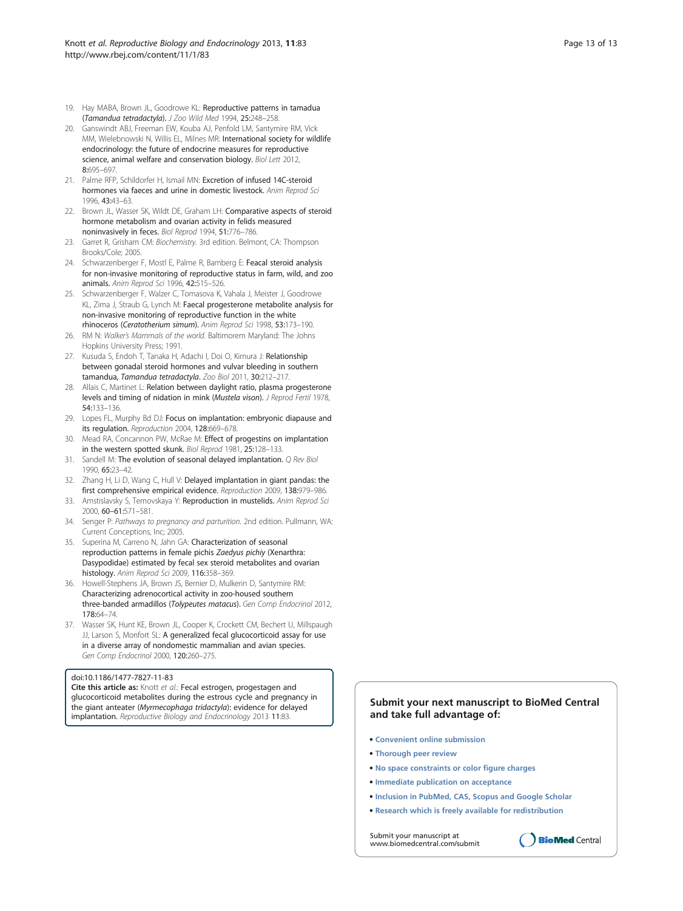19. Hay MABA, Brown JL, Goodrowe KL: **Reproductive patterns in tamadua (*Tamandua tetradactyla*).** *J Zoo Wild Med* 1994, **25:**248–258.
20. Ganswindt ABJ, Freeman EW, Kouba AJ, Penfold LM, Santymire RM, Vick MM, Wielebnowski N, Willis EL, Milnes MR: **International society for wildlife endocrinology: the future of endocrine measures for reproductive science, animal welfare and conservation biology.** *Biol Lett* 2012, **8:**695–697.
21. Palme RFP, Schildorfer H, Ismail MN: **Excretion of infused 14C-steroid hormones via faeces and urine in domestic livestock.** *Anim Reprod Sci* 1996, **43:**43–63.
22. Brown JL, Wasser SK, Wildt DE, Graham LH: **Comparative aspects of steroid hormone metabolism and ovarian activity in felids measured noninvasively in feces.** *Biol Reprod* 1994, **51:**776–786.
23. Garret R, Grisham CM: *Biochemistry.* 3rd edition. Belmont, CA: Thompson Brooks/Cole; 2005.
24. Schwarzenberger F, Mostl E, Palme R, Bamberg E: **Feacal steroid analysis for non-invasive monitoring of reproductive status in farm, wild, and zoo animals.** *Anim Reprod Sci* 1996, **42:**515–526.
25. Schwarzenberger F, Walzer C, Tomasova K, Vahala J, Meister J, Goodrowe KL, Zima J, Straub G, Lynch M: **Faecal progesterone metabolite analysis for non-invasive monitoring of reproductive function in the white rhinoceros (*Ceratotherium simum*).** *Anim Reprod Sci* 1998, **53:**173–190.
26. RM N: *Walker's Mammals of the world.* Baltimorem Maryland: The Johns Hopkins University Press; 1991.
27. Kusuda S, Endoh T, Tanaka H, Adachi I, Doi O, Kimura J: **Relationship between gonadal steroid hormones and vulvar bleeding in southern tamandua, *Tamandua tetradactyla*.** *Zoo Biol* 2011, **30:**212–217.
28. Allais C, Martinet L: **Relation between daylight ratio, plasma progesterone levels and timing of nidation in mink (*Mustela vison*).** *J Reprod Fertil* 1978, **54:**133–136.
29. Lopes FL, Murphy Bd DJ: **Focus on implantation: embryonic diapause and its regulation.** *Reproduction* 2004, **128:**669–678.
30. Mead RA, Concannon PW, McRae M: **Effect of progestins on implantation in the western spotted skunk.** *Biol Reprod* 1981, **25:**128–133.
31. Sandell M: **The evolution of seasonal delayed implantation.** *Q Rev Biol* 1990, **65:**23–42.
32. Zhang H, Li D, Wang C, Hull V: **Delayed implantation in giant pandas: the first comprehensive empirical evidence.** *Reproduction* 2009, **138:**979–986.
33. Amstislavsky S, Ternovskaya Y: **Reproduction in mustelids.** *Anim Reprod Sci* 2000, **60–61:**571–581.
34. Senger P: *Pathways to pregnancy and parturition.* 2nd edition. Pullmann, WA: Current Conceptions, Inc; 2005.
35. Superina M, Carreno N, Jahn GA: **Characterization of seasonal reproduction patterns in female pichis *Zaedyus pichiy* (Xenarthra: Dasypodidae) estimated by fecal sex steroid metabolites and ovarian histology.** *Anim Reprod Sci* 2009, **116:**358–369.
36. Howell-Stephens JA, Brown JS, Bernier D, Mulkerin D, Santymire RM: **Characterizing adrenocortical activity in zoo-housed southern three-banded armadillos (*Tolypeutes matacus*).** *Gen Comp Endocrinol* 2012, **178:**64–74.
37. Wasser SK, Hunt KE, Brown JL, Cooper K, Crockett CM, Bechert U, Millspaugh JJ, Larson S, Monfort SL: **A generalized fecal glucocorticoid assay for use in a diverse array of nondomestic mammalian and avian species.** *Gen Comp Endocrinol* 2000, **120:**260–275.

doi:10.1186/1477-7827-11-83

**Cite this article as:** Knott *et al.*: Fecal estrogen, progestagen and glucocorticoid metabolites during the estrous cycle and pregnancy in the giant anteater (*Myrmecophaga tridactyla*): evidence for delayed implantation. *Reproductive Biology and Endocrinology* 2013 **11**:83.

**Submit your next manuscript to BioMed Central and take full advantage of:**

- **Convenient online submission**
- **Thorough peer review**
- **No space constraints or color figure charges**
- **Immediate publication on acceptance**
- **Inclusion in PubMed, CAS, Scopus and Google Scholar**
- **Research which is freely available for redistribution**

Submit your manuscript at
www.biomedcentral.com/submit

BioMed Central